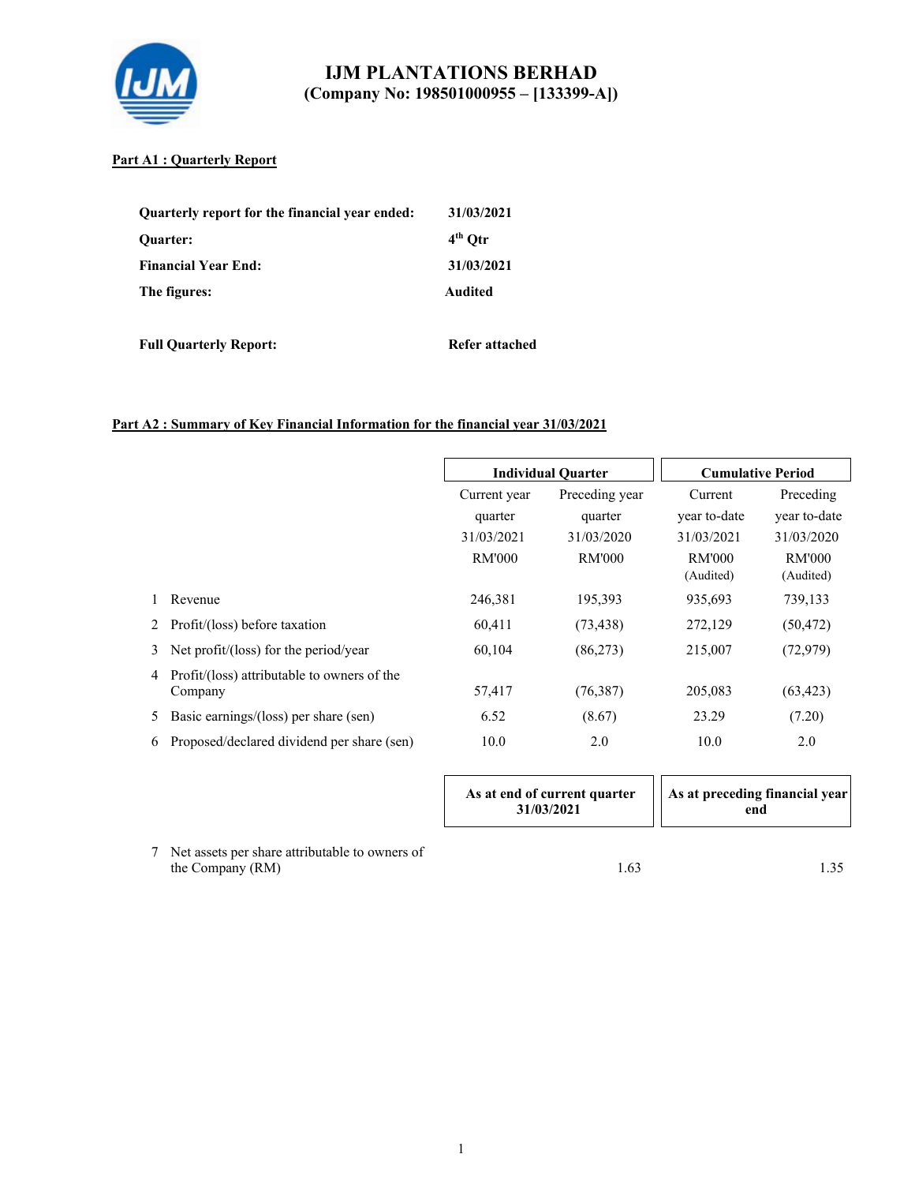# IJM PLANTATIONS BERHAD
## (Company No: 198501000955 – [133399-A])

**Part A1 : Quarterly Report**

| | |
|---|---|
| **Quarterly report for the financial year ended:** | **31/03/2021** |
| **Quarter:** | **4th Qtr** |
| **Financial Year End:** | **31/03/2021** |
| **The figures:** | **Audited** |
| **Full Quarterly Report:** | **Refer attached** |

**Part A2 : Summary of Key Financial Information for the financial year 31/03/2021**

| | | Individual Quarter | | Cumulative Period | |
|---|---|---|---|---|---|
| | | Current year quarter 31/03/2021 RM'000 | Preceding year quarter 31/03/2020 RM'000 | Current year to-date 31/03/2021 RM'000 (Audited) | Preceding year to-date 31/03/2020 RM'000 (Audited) |
| 1 | Revenue | 246,381 | 195,393 | 935,693 | 739,133 |
| 2 | Profit/(loss) before taxation | 60,411 | (73,438) | 272,129 | (50,472) |
| 3 | Net profit/(loss) for the period/year | 60,104 | (86,273) | 215,007 | (72,979) |
| 4 | Profit/(loss) attributable to owners of the Company | 57,417 | (76,387) | 205,083 | (63,423) |
| 5 | Basic earnings/(loss) per share (sen) | 6.52 | (8.67) | 23.29 | (7.20) |
| 6 | Proposed/declared dividend per share (sen) | 10.0 | 2.0 | 10.0 | 2.0 |

| | | As at end of current quarter 31/03/2021 | As at preceding financial year end |
|---|---|---|---|
| 7 | Net assets per share attributable to owners of the Company (RM) | 1.63 | 1.35 |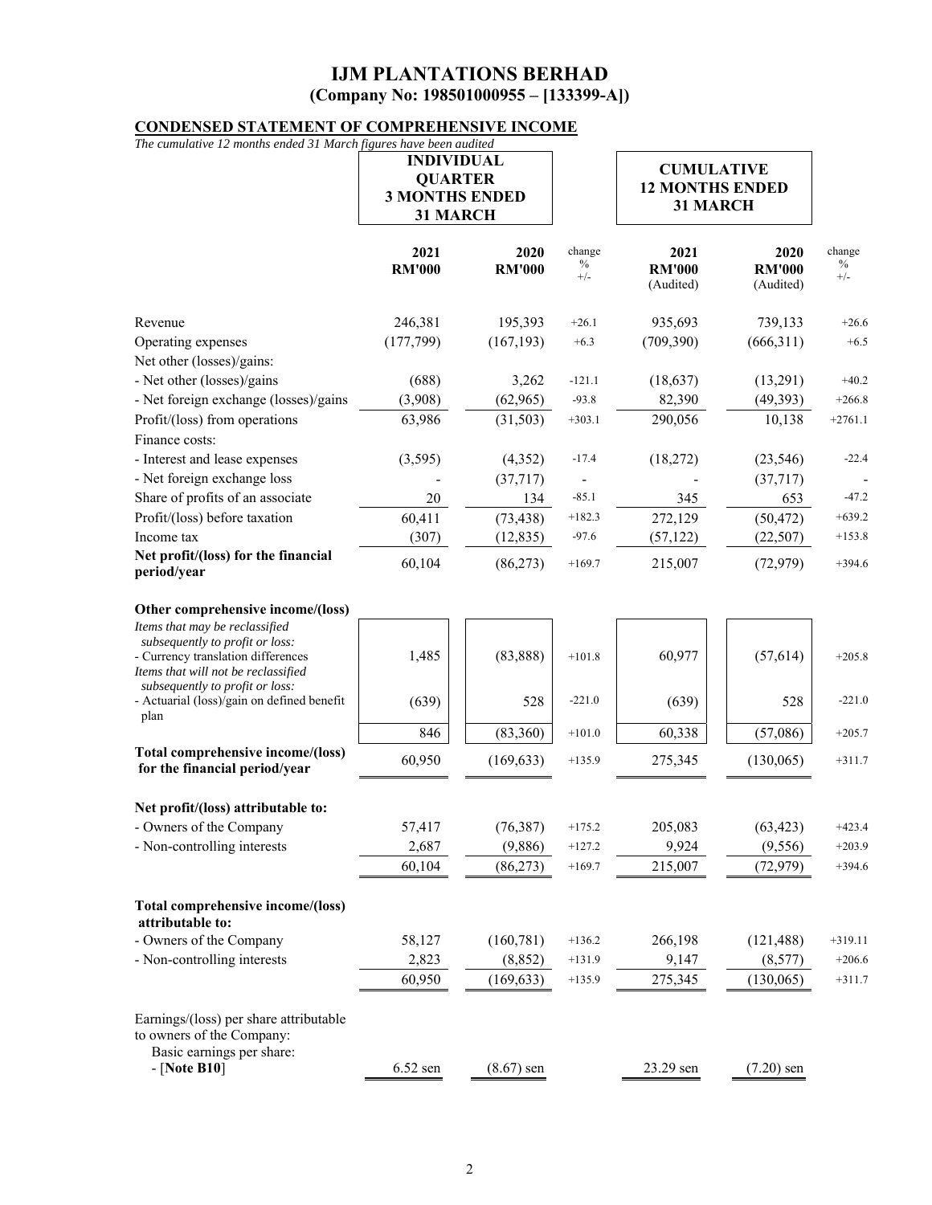# IJM PLANTATIONS BERHAD
## (Company No: 198501000955 – [133399-A])

**CONDENSED STATEMENT OF COMPREHENSIVE INCOME**

*The cumulative 12 months ended 31 March figures have been audited*

| | INDIVIDUAL QUARTER 3 MONTHS ENDED 31 MARCH | | | CUMULATIVE 12 MONTHS ENDED 31 MARCH | | |
|---|---|---|---|---|---|---|
| | 2021 RM'000 | 2020 RM'000 | change % +/- | 2021 RM'000 (Audited) | 2020 RM'000 (Audited) | change % +/- |
| Revenue | 246,381 | 195,393 | +26.1 | 935,693 | 739,133 | +26.6 |
| Operating expenses | (177,799) | (167,193) | +6.3 | (709,390) | (666,311) | +6.5 |
| Net other (losses)/gains: | | | | | | |
| - Net other (losses)/gains | (688) | 3,262 | -121.1 | (18,637) | (13,291) | +40.2 |
| - Net foreign exchange (losses)/gains | (3,908) | (62,965) | -93.8 | 82,390 | (49,393) | +266.8 |
| Profit/(loss) from operations | 63,986 | (31,503) | +303.1 | 290,056 | 10,138 | +2761.1 |
| Finance costs: | | | | | | |
| - Interest and lease expenses | (3,595) | (4,352) | -17.4 | (18,272) | (23,546) | -22.4 |
| - Net foreign exchange loss | - | (37,717) | - | - | (37,717) | - |
| Share of profits of an associate | 20 | 134 | -85.1 | 345 | 653 | -47.2 |
| Profit/(loss) before taxation | 60,411 | (73,438) | +182.3 | 272,129 | (50,472) | +639.2 |
| Income tax | (307) | (12,835) | -97.6 | (57,122) | (22,507) | +153.8 |
| **Net profit/(loss) for the financial period/year** | 60,104 | (86,273) | +169.7 | 215,007 | (72,979) | +394.6 |
| **Other comprehensive income/(loss)** | | | | | | |
| *Items that may be reclassified subsequently to profit or loss:* | | | | | | |
| - Currency translation differences | 1,485 | (83,888) | +101.8 | 60,977 | (57,614) | +205.8 |
| *Items that will not be reclassified subsequently to profit or loss:* | | | | | | |
| - Actuarial (loss)/gain on defined benefit plan | (639) | 528 | -221.0 | (639) | 528 | -221.0 |
| | 846 | (83,360) | +101.0 | 60,338 | (57,086) | +205.7 |
| **Total comprehensive income/(loss) for the financial period/year** | 60,950 | (169,633) | +135.9 | 275,345 | (130,065) | +311.7 |
| **Net profit/(loss) attributable to:** | | | | | | |
| - Owners of the Company | 57,417 | (76,387) | +175.2 | 205,083 | (63,423) | +423.4 |
| - Non-controlling interests | 2,687 | (9,886) | +127.2 | 9,924 | (9,556) | +203.9 |
| | 60,104 | (86,273) | +169.7 | 215,007 | (72,979) | +394.6 |
| **Total comprehensive income/(loss) attributable to:** | | | | | | |
| - Owners of the Company | 58,127 | (160,781) | +136.2 | 266,198 | (121,488) | +319.11 |
| - Non-controlling interests | 2,823 | (8,852) | +131.9 | 9,147 | (8,577) | +206.6 |
| | 60,950 | (169,633) | +135.9 | 275,345 | (130,065) | +311.7 |
| Earnings/(loss) per share attributable to owners of the Company: | | | | | | |
| Basic earnings per share: - [**Note B10**] | 6.52 sen | (8.67) sen | | 23.29 sen | (7.20) sen | |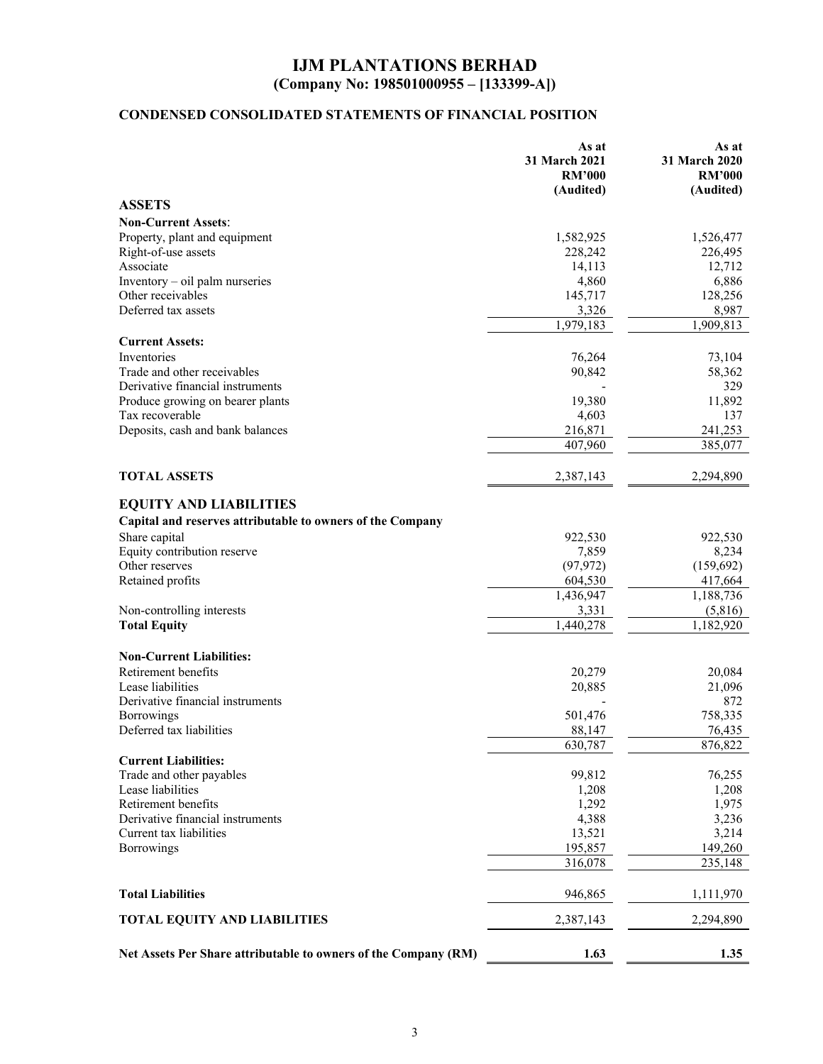# IJM PLANTATIONS BERHAD
## (Company No: 198501000955 – [133399-A])

### CONDENSED CONSOLIDATED STATEMENTS OF FINANCIAL POSITION

| | As at 31 March 2021 RM'000 (Audited) | As at 31 March 2020 RM'000 (Audited) |
|---|---|---|
| **ASSETS** | | |
| **Non-Current Assets**: | | |
| Property, plant and equipment | 1,582,925 | 1,526,477 |
| Right-of-use assets | 228,242 | 226,495 |
| Associate | 14,113 | 12,712 |
| Inventory – oil palm nurseries | 4,860 | 6,886 |
| Other receivables | 145,717 | 128,256 |
| Deferred tax assets | 3,326 | 8,987 |
| | 1,979,183 | 1,909,813 |
| **Current Assets:** | | |
| Inventories | 76,264 | 73,104 |
| Trade and other receivables | 90,842 | 58,362 |
| Derivative financial instruments | - | 329 |
| Produce growing on bearer plants | 19,380 | 11,892 |
| Tax recoverable | 4,603 | 137 |
| Deposits, cash and bank balances | 216,871 | 241,253 |
| | 407,960 | 385,077 |
| **TOTAL ASSETS** | 2,387,143 | 2,294,890 |
| **EQUITY AND LIABILITIES** | | |
| **Capital and reserves attributable to owners of the Company** | | |
| Share capital | 922,530 | 922,530 |
| Equity contribution reserve | 7,859 | 8,234 |
| Other reserves | (97,972) | (159,692) |
| Retained profits | 604,530 | 417,664 |
| | 1,436,947 | 1,188,736 |
| Non-controlling interests | 3,331 | (5,816) |
| **Total Equity** | 1,440,278 | 1,182,920 |
| **Non-Current Liabilities:** | | |
| Retirement benefits | 20,279 | 20,084 |
| Lease liabilities | 20,885 | 21,096 |
| Derivative financial instruments | - | 872 |
| Borrowings | 501,476 | 758,335 |
| Deferred tax liabilities | 88,147 | 76,435 |
| | 630,787 | 876,822 |
| **Current Liabilities:** | | |
| Trade and other payables | 99,812 | 76,255 |
| Lease liabilities | 1,208 | 1,208 |
| Retirement benefits | 1,292 | 1,975 |
| Derivative financial instruments | 4,388 | 3,236 |
| Current tax liabilities | 13,521 | 3,214 |
| Borrowings | 195,857 | 149,260 |
| | 316,078 | 235,148 |
| **Total Liabilities** | 946,865 | 1,111,970 |
| **TOTAL EQUITY AND LIABILITIES** | 2,387,143 | 2,294,890 |
| **Net Assets Per Share attributable to owners of the Company (RM)** | **1.63** | **1.35** |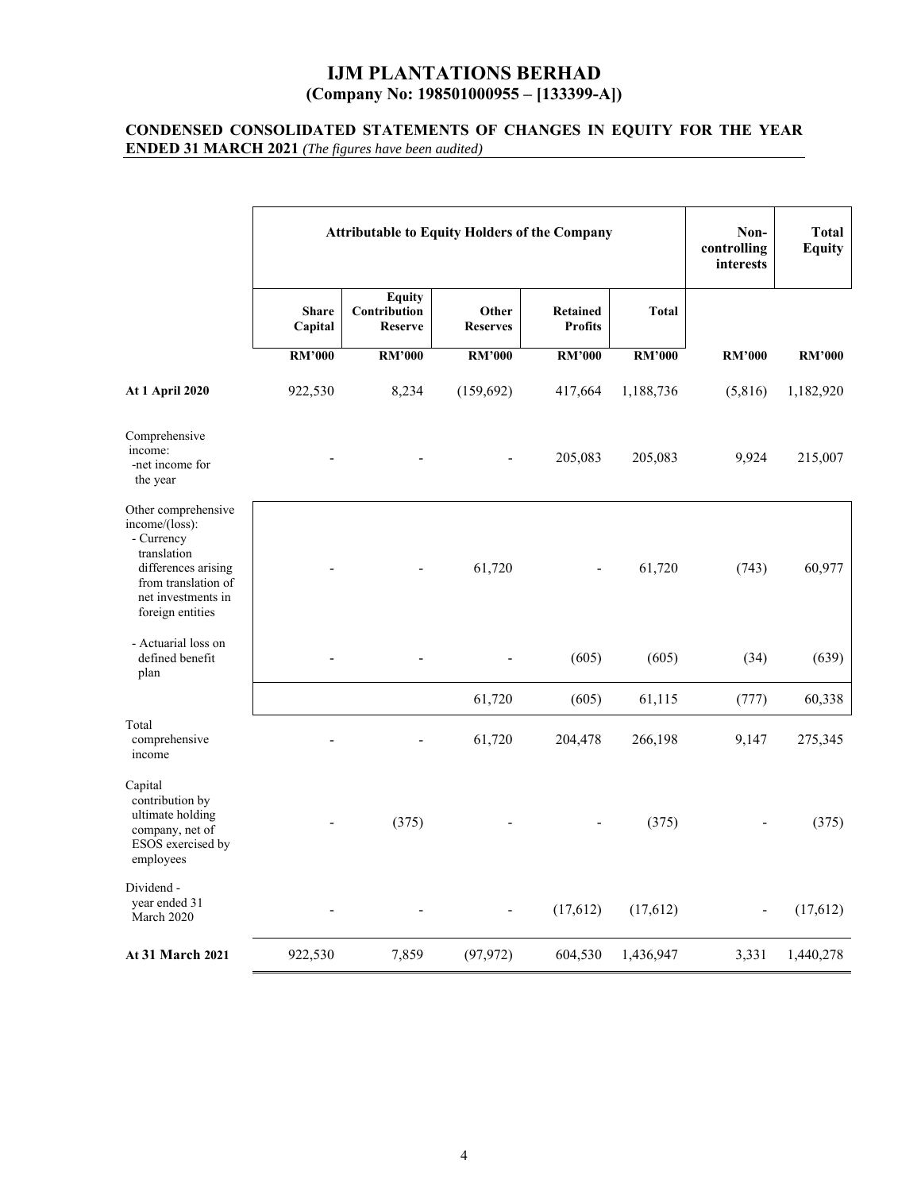# IJM PLANTATIONS BERHAD
## (Company No: 198501000955 – [133399-A])

### CONDENSED CONSOLIDATED STATEMENTS OF CHANGES IN EQUITY FOR THE YEAR ENDED 31 MARCH 2021 *(The figures have been audited)*

| | Attributable to Equity Holders of the Company | | | | | Non-controlling interests | Total Equity |
|---|---|---|---|---|---|---|---|
| | Share Capital | Equity Contribution Reserve | Other Reserves | Retained Profits | Total | | |
| | RM'000 | RM'000 | RM'000 | RM'000 | RM'000 | RM'000 | RM'000 |
| **At 1 April 2020** | 922,530 | 8,234 | (159,692) | 417,664 | 1,188,736 | (5,816) | 1,182,920 |
| Comprehensive income: -net income for the year | - | - | - | 205,083 | 205,083 | 9,924 | 215,007 |
| Other comprehensive income/(loss): - Currency translation differences arising from translation of net investments in foreign entities | - | - | 61,720 | - | 61,720 | (743) | 60,977 |
| - Actuarial loss on defined benefit plan | - | - | - | (605) | (605) | (34) | (639) |
| | | | 61,720 | (605) | 61,115 | (777) | 60,338 |
| Total comprehensive income | - | - | 61,720 | 204,478 | 266,198 | 9,147 | 275,345 |
| Capital contribution by ultimate holding company, net of ESOS exercised by employees | - | (375) | - | - | (375) | - | (375) |
| Dividend - year ended 31 March 2020 | - | - | - | (17,612) | (17,612) | - | (17,612) |
| **At 31 March 2021** | 922,530 | 7,859 | (97,972) | 604,530 | 1,436,947 | 3,331 | 1,440,278 |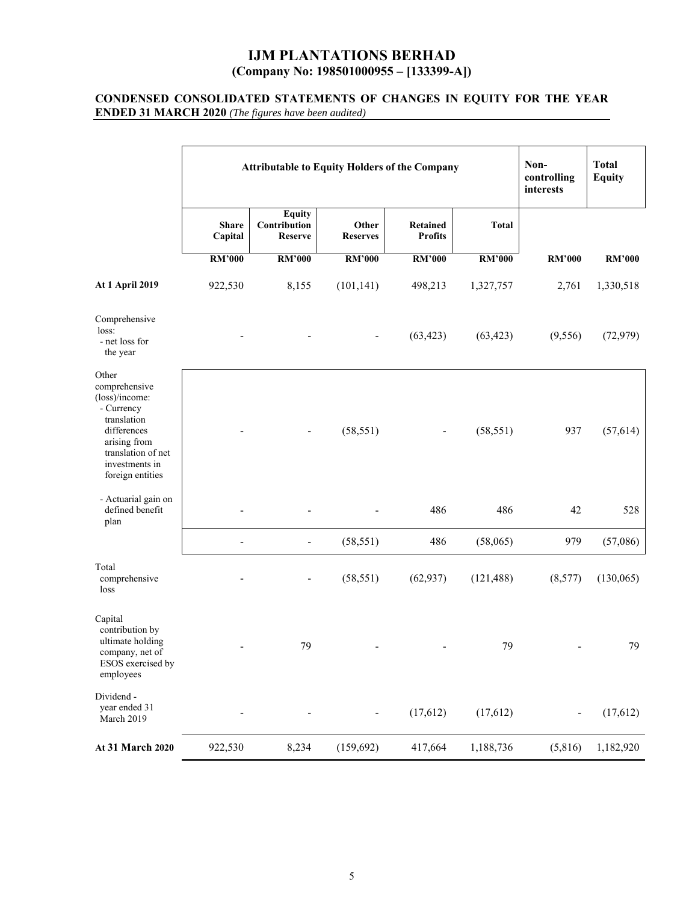# IJM PLANTATIONS BERHAD
## (Company No: 198501000955 – [133399-A])

### CONDENSED CONSOLIDATED STATEMENTS OF CHANGES IN EQUITY FOR THE YEAR ENDED 31 MARCH 2020 *(The figures have been audited)*

| | Attributable to Equity Holders of the Company | | | | | Non-controlling interests | Total Equity |
|---|---|---|---|---|---|---|---|
| | Share Capital | Equity Contribution Reserve | Other Reserves | Retained Profits | Total | | |
| | RM'000 | RM'000 | RM'000 | RM'000 | RM'000 | RM'000 | RM'000 |
| **At 1 April 2019** | 922,530 | 8,155 | (101,141) | 498,213 | 1,327,757 | 2,761 | 1,330,518 |
| Comprehensive loss:<br>- net loss for the year | - | - | - | (63,423) | (63,423) | (9,556) | (72,979) |
| Other comprehensive (loss)/income:<br>- Currency translation differences arising from translation of net investments in foreign entities | - | - | (58,551) | - | (58,551) | 937 | (57,614) |
| - Actuarial gain on defined benefit plan | - | - | - | 486 | 486 | 42 | 528 |
| | - | - | (58,551) | 486 | (58,065) | 979 | (57,086) |
| Total comprehensive loss | - | - | (58,551) | (62,937) | (121,488) | (8,577) | (130,065) |
| Capital contribution by ultimate holding company, net of ESOS exercised by employees | - | 79 | - | - | 79 | - | 79 |
| Dividend - year ended 31 March 2019 | - | - | - | (17,612) | (17,612) | - | (17,612) |
| **At 31 March 2020** | 922,530 | 8,234 | (159,692) | 417,664 | 1,188,736 | (5,816) | 1,182,920 |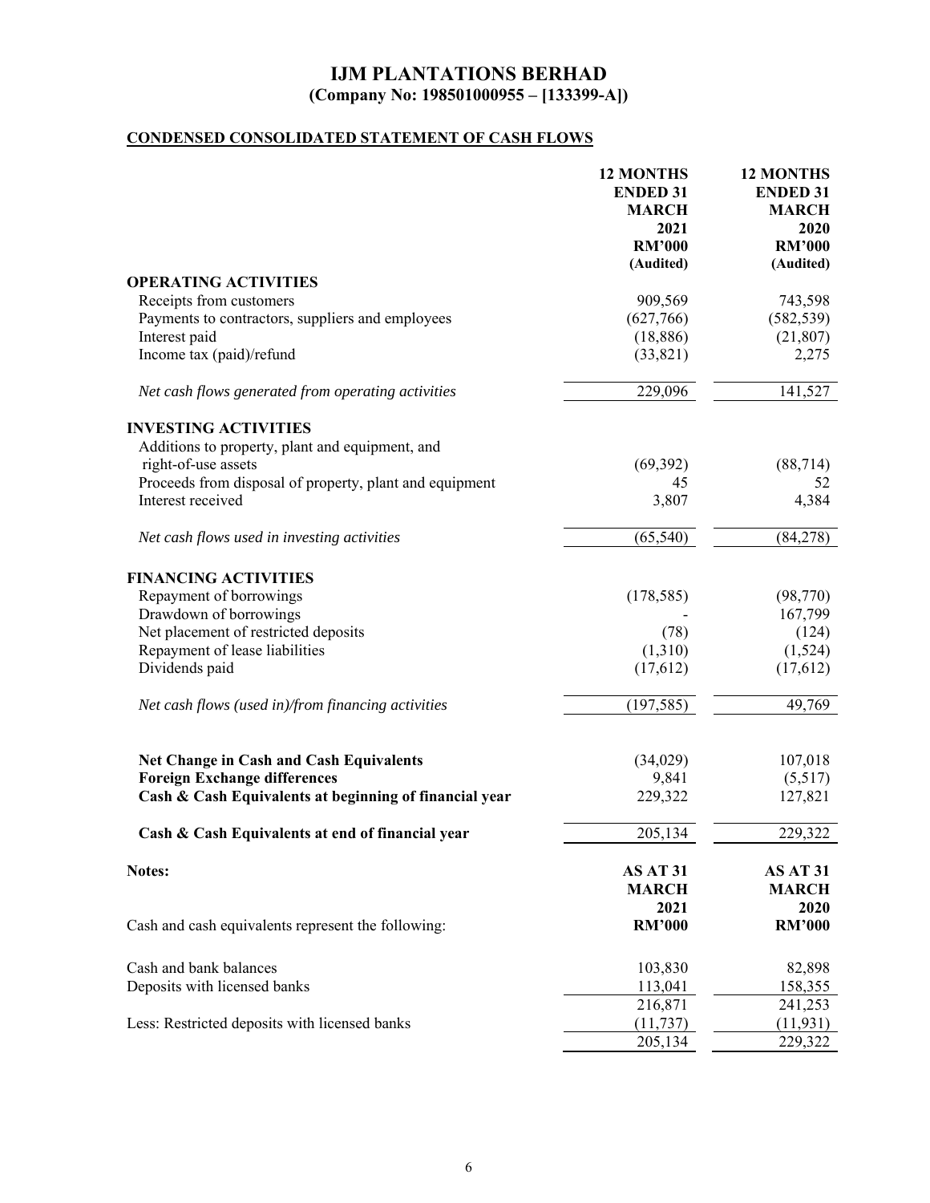# IJM PLANTATIONS BERHAD
**(Company No: 198501000955 – [133399-A])**

## CONDENSED CONSOLIDATED STATEMENT OF CASH FLOWS

| | 12 MONTHS ENDED 31 MARCH 2021 RM'000 (Audited) | 12 MONTHS ENDED 31 MARCH 2020 RM'000 (Audited) |
|---|---|---|
| **OPERATING ACTIVITIES** | | |
| Receipts from customers | 909,569 | 743,598 |
| Payments to contractors, suppliers and employees | (627,766) | (582,539) |
| Interest paid | (18,886) | (21,807) |
| Income tax (paid)/refund | (33,821) | 2,275 |
| *Net cash flows generated from operating activities* | 229,096 | 141,527 |
| **INVESTING ACTIVITIES** | | |
| Additions to property, plant and equipment, and right-of-use assets | (69,392) | (88,714) |
| Proceeds from disposal of property, plant and equipment | 45 | 52 |
| Interest received | 3,807 | 4,384 |
| *Net cash flows used in investing activities* | (65,540) | (84,278) |
| **FINANCING ACTIVITIES** | | |
| Repayment of borrowings | (178,585) | (98,770) |
| Drawdown of borrowings | - | 167,799 |
| Net placement of restricted deposits | (78) | (124) |
| Repayment of lease liabilities | (1,310) | (1,524) |
| Dividends paid | (17,612) | (17,612) |
| *Net cash flows (used in)/from financing activities* | (197,585) | 49,769 |
| **Net Change in Cash and Cash Equivalents** | (34,029) | 107,018 |
| **Foreign Exchange differences** | 9,841 | (5,517) |
| **Cash & Cash Equivalents at beginning of financial year** | 229,322 | 127,821 |
| **Cash & Cash Equivalents at end of financial year** | 205,134 | 229,322 |

**Notes:**

| Cash and cash equivalents represent the following: | AS AT 31 MARCH 2021 RM'000 | AS AT 31 MARCH 2020 RM'000 |
|---|---|---|
| Cash and bank balances | 103,830 | 82,898 |
| Deposits with licensed banks | 113,041 | 158,355 |
| | 216,871 | 241,253 |
| Less: Restricted deposits with licensed banks | (11,737) | (11,931) |
| | 205,134 | 229,322 |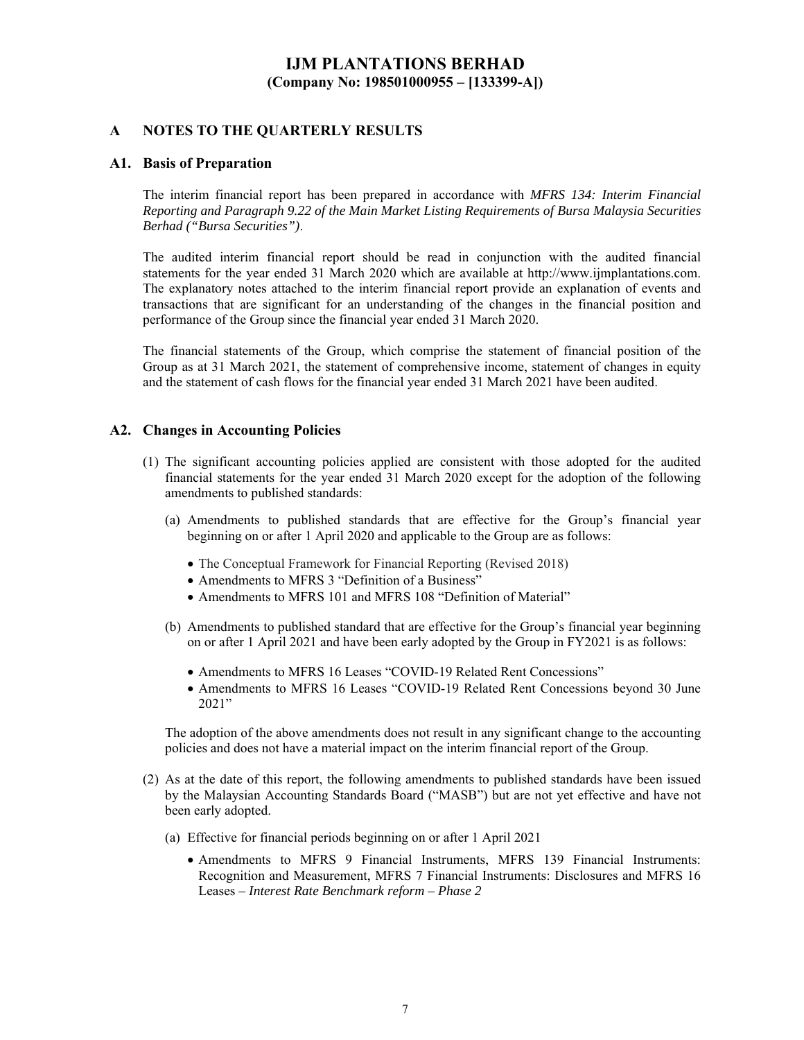# IJM PLANTATIONS BERHAD
**(Company No: 198501000955 – [133399-A])**

## A NOTES TO THE QUARTERLY RESULTS

### A1. Basis of Preparation

The interim financial report has been prepared in accordance with *MFRS 134: Interim Financial Reporting and Paragraph 9.22 of the Main Market Listing Requirements of Bursa Malaysia Securities Berhad ("Bursa Securities")*.

The audited interim financial report should be read in conjunction with the audited financial statements for the year ended 31 March 2020 which are available at http://www.ijmplantations.com. The explanatory notes attached to the interim financial report provide an explanation of events and transactions that are significant for an understanding of the changes in the financial position and performance of the Group since the financial year ended 31 March 2020.

The financial statements of the Group, which comprise the statement of financial position of the Group as at 31 March 2021, the statement of comprehensive income, statement of changes in equity and the statement of cash flows for the financial year ended 31 March 2021 have been audited.

### A2. Changes in Accounting Policies

(1) The significant accounting policies applied are consistent with those adopted for the audited financial statements for the year ended 31 March 2020 except for the adoption of the following amendments to published standards:

(a) Amendments to published standards that are effective for the Group's financial year beginning on or after 1 April 2020 and applicable to the Group are as follows:

- The Conceptual Framework for Financial Reporting (Revised 2018)
- Amendments to MFRS 3 "Definition of a Business"
- Amendments to MFRS 101 and MFRS 108 "Definition of Material"

(b) Amendments to published standard that are effective for the Group's financial year beginning on or after 1 April 2021 and have been early adopted by the Group in FY2021 is as follows:

- Amendments to MFRS 16 Leases "COVID-19 Related Rent Concessions"
- Amendments to MFRS 16 Leases "COVID-19 Related Rent Concessions beyond 30 June 2021"

The adoption of the above amendments does not result in any significant change to the accounting policies and does not have a material impact on the interim financial report of the Group.

(2) As at the date of this report, the following amendments to published standards have been issued by the Malaysian Accounting Standards Board ("MASB") but are not yet effective and have not been early adopted.

(a) Effective for financial periods beginning on or after 1 April 2021

- Amendments to MFRS 9 Financial Instruments, MFRS 139 Financial Instruments: Recognition and Measurement, MFRS 7 Financial Instruments: Disclosures and MFRS 16 Leases – *Interest Rate Benchmark reform – Phase 2*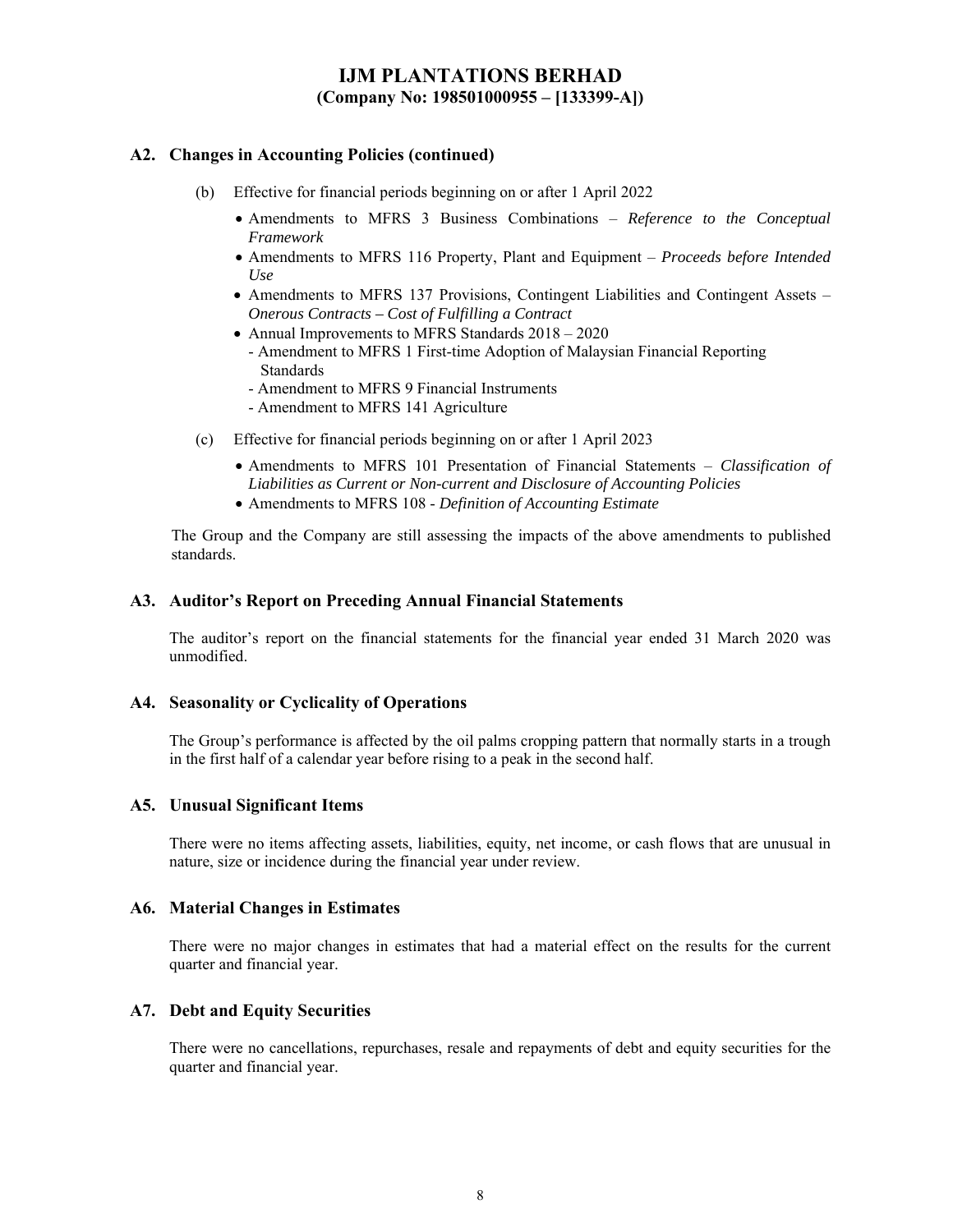# IJM PLANTATIONS BERHAD
**(Company No: 198501000955 – [133399-A])**

## A2. Changes in Accounting Policies (continued)

(b) Effective for financial periods beginning on or after 1 April 2022

- Amendments to MFRS 3 Business Combinations – *Reference to the Conceptual Framework*
- Amendments to MFRS 116 Property, Plant and Equipment – *Proceeds before Intended Use*
- Amendments to MFRS 137 Provisions, Contingent Liabilities and Contingent Assets – *Onerous Contracts – Cost of Fulfilling a Contract*
- Annual Improvements to MFRS Standards 2018 – 2020
  - Amendment to MFRS 1 First-time Adoption of Malaysian Financial Reporting Standards
  - Amendment to MFRS 9 Financial Instruments
  - Amendment to MFRS 141 Agriculture

(c) Effective for financial periods beginning on or after 1 April 2023

- Amendments to MFRS 101 Presentation of Financial Statements – *Classification of Liabilities as Current or Non-current and Disclosure of Accounting Policies*
- Amendments to MFRS 108 - *Definition of Accounting Estimate*

The Group and the Company are still assessing the impacts of the above amendments to published standards.

## A3. Auditor's Report on Preceding Annual Financial Statements

The auditor's report on the financial statements for the financial year ended 31 March 2020 was unmodified.

## A4. Seasonality or Cyclicality of Operations

The Group's performance is affected by the oil palms cropping pattern that normally starts in a trough in the first half of a calendar year before rising to a peak in the second half.

## A5. Unusual Significant Items

There were no items affecting assets, liabilities, equity, net income, or cash flows that are unusual in nature, size or incidence during the financial year under review.

## A6. Material Changes in Estimates

There were no major changes in estimates that had a material effect on the results for the current quarter and financial year.

## A7. Debt and Equity Securities

There were no cancellations, repurchases, resale and repayments of debt and equity securities for the quarter and financial year.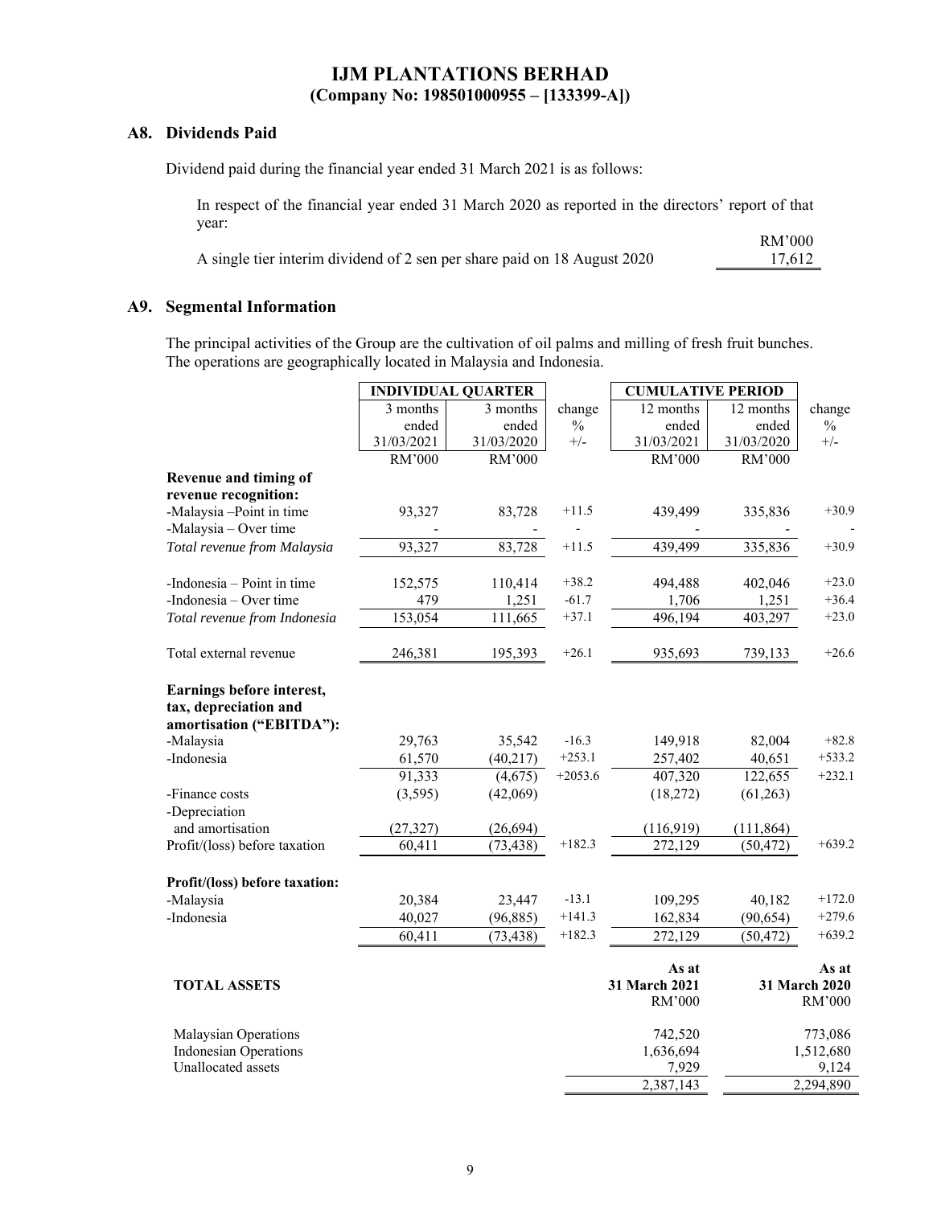# IJM PLANTATIONS BERHAD
**(Company No: 198501000955 – [133399-A])**

## A8. Dividends Paid

Dividend paid during the financial year ended 31 March 2021 is as follows:

In respect of the financial year ended 31 March 2020 as reported in the directors' report of that year:

| | RM'000 |
|---|---|
| A single tier interim dividend of 2 sen per share paid on 18 August 2020 | 17,612 |

## A9. Segmental Information

The principal activities of the Group are the cultivation of oil palms and milling of fresh fruit bunches. The operations are geographically located in Malaysia and Indonesia.

| | INDIVIDUAL QUARTER | | | CUMULATIVE PERIOD | | |
|---|---|---|---|---|---|---|
| | 3 months ended 31/03/2021 | 3 months ended 31/03/2020 | change % +/- | 12 months ended 31/03/2021 | 12 months ended 31/03/2020 | change % +/- |
| | RM'000 | RM'000 | | RM'000 | RM'000 | |
| **Revenue and timing of revenue recognition:** | | | | | | |
| -Malaysia –Point in time | 93,327 | 83,728 | +11.5 | 439,499 | 335,836 | +30.9 |
| -Malaysia – Over time | - | - | - | - | - | - |
| *Total revenue from Malaysia* | 93,327 | 83,728 | +11.5 | 439,499 | 335,836 | +30.9 |
| -Indonesia – Point in time | 152,575 | 110,414 | +38.2 | 494,488 | 402,046 | +23.0 |
| -Indonesia – Over time | 479 | 1,251 | -61.7 | 1,706 | 1,251 | +36.4 |
| *Total revenue from Indonesia* | 153,054 | 111,665 | +37.1 | 496,194 | 403,297 | +23.0 |
| Total external revenue | 246,381 | 195,393 | +26.1 | 935,693 | 739,133 | +26.6 |
| **Earnings before interest, tax, depreciation and amortisation ("EBITDA"):** | | | | | | |
| -Malaysia | 29,763 | 35,542 | -16.3 | 149,918 | 82,004 | +82.8 |
| -Indonesia | 61,570 | (40,217) | +253.1 | 257,402 | 40,651 | +533.2 |
| | 91,333 | (4,675) | +2053.6 | 407,320 | 122,655 | +232.1 |
| -Finance costs | (3,595) | (42,069) | | (18,272) | (61,263) | |
| -Depreciation and amortisation | (27,327) | (26,694) | | (116,919) | (111,864) | |
| Profit/(loss) before taxation | 60,411 | (73,438) | +182.3 | 272,129 | (50,472) | +639.2 |
| **Profit/(loss) before taxation:** | | | | | | |
| -Malaysia | 20,384 | 23,447 | -13.1 | 109,295 | 40,182 | +172.0 |
| -Indonesia | 40,027 | (96,885) | +141.3 | 162,834 | (90,654) | +279.6 |
| | 60,411 | (73,438) | +182.3 | 272,129 | (50,472) | +639.2 |

| TOTAL ASSETS | As at 31 March 2021 | As at 31 March 2020 |
|---|---|---|
| | RM'000 | RM'000 |
| Malaysian Operations | 742,520 | 773,086 |
| Indonesian Operations | 1,636,694 | 1,512,680 |
| Unallocated assets | 7,929 | 9,124 |
| | 2,387,143 | 2,294,890 |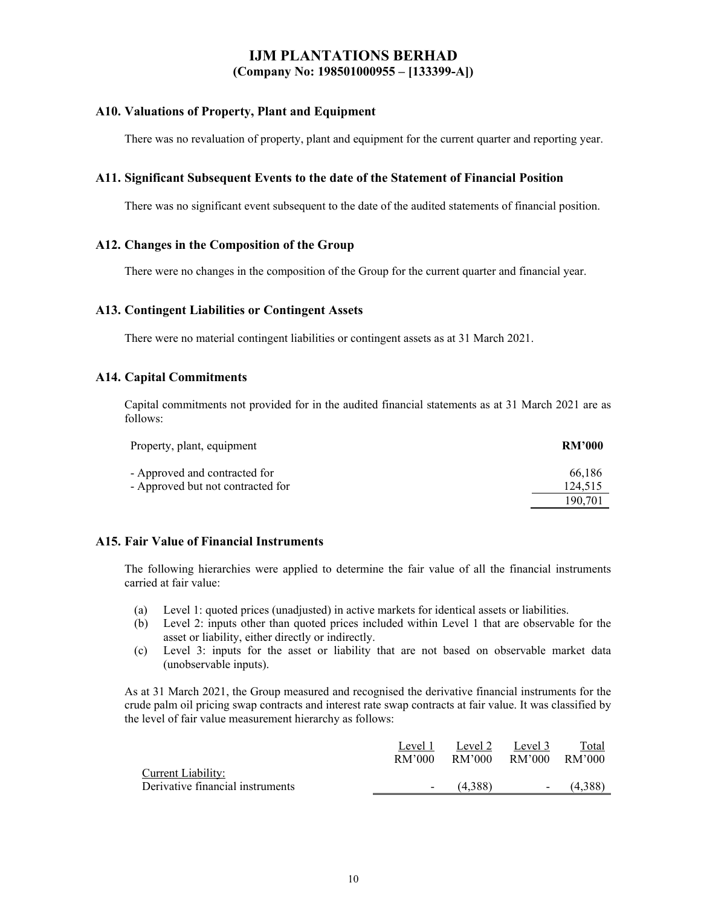# IJM PLANTATIONS BERHAD
**(Company No: 198501000955 – [133399-A])**

## A10. Valuations of Property, Plant and Equipment

There was no revaluation of property, plant and equipment for the current quarter and reporting year.

## A11. Significant Subsequent Events to the date of the Statement of Financial Position

There was no significant event subsequent to the date of the audited statements of financial position.

## A12. Changes in the Composition of the Group

There were no changes in the composition of the Group for the current quarter and financial year.

## A13. Contingent Liabilities or Contingent Assets

There were no material contingent liabilities or contingent assets as at 31 March 2021.

## A14. Capital Commitments

Capital commitments not provided for in the audited financial statements as at 31 March 2021 are as follows:

| Property, plant, equipment | **RM'000** |
|---|---|
| - Approved and contracted for | 66,186 |
| - Approved but not contracted for | 124,515 |
| | 190,701 |

## A15. Fair Value of Financial Instruments

The following hierarchies were applied to determine the fair value of all the financial instruments carried at fair value:

(a) Level 1: quoted prices (unadjusted) in active markets for identical assets or liabilities.
(b) Level 2: inputs other than quoted prices included within Level 1 that are observable for the asset or liability, either directly or indirectly.
(c) Level 3: inputs for the asset or liability that are not based on observable market data (unobservable inputs).

As at 31 March 2021, the Group measured and recognised the derivative financial instruments for the crude palm oil pricing swap contracts and interest rate swap contracts at fair value. It was classified by the level of fair value measurement hierarchy as follows:

| | Level 1 | Level 2 | Level 3 | Total |
|---|---|---|---|---|
| | RM'000 | RM'000 | RM'000 | RM'000 |
| Current Liability: | | | | |
| Derivative financial instruments | - | (4,388) | - | (4,388) |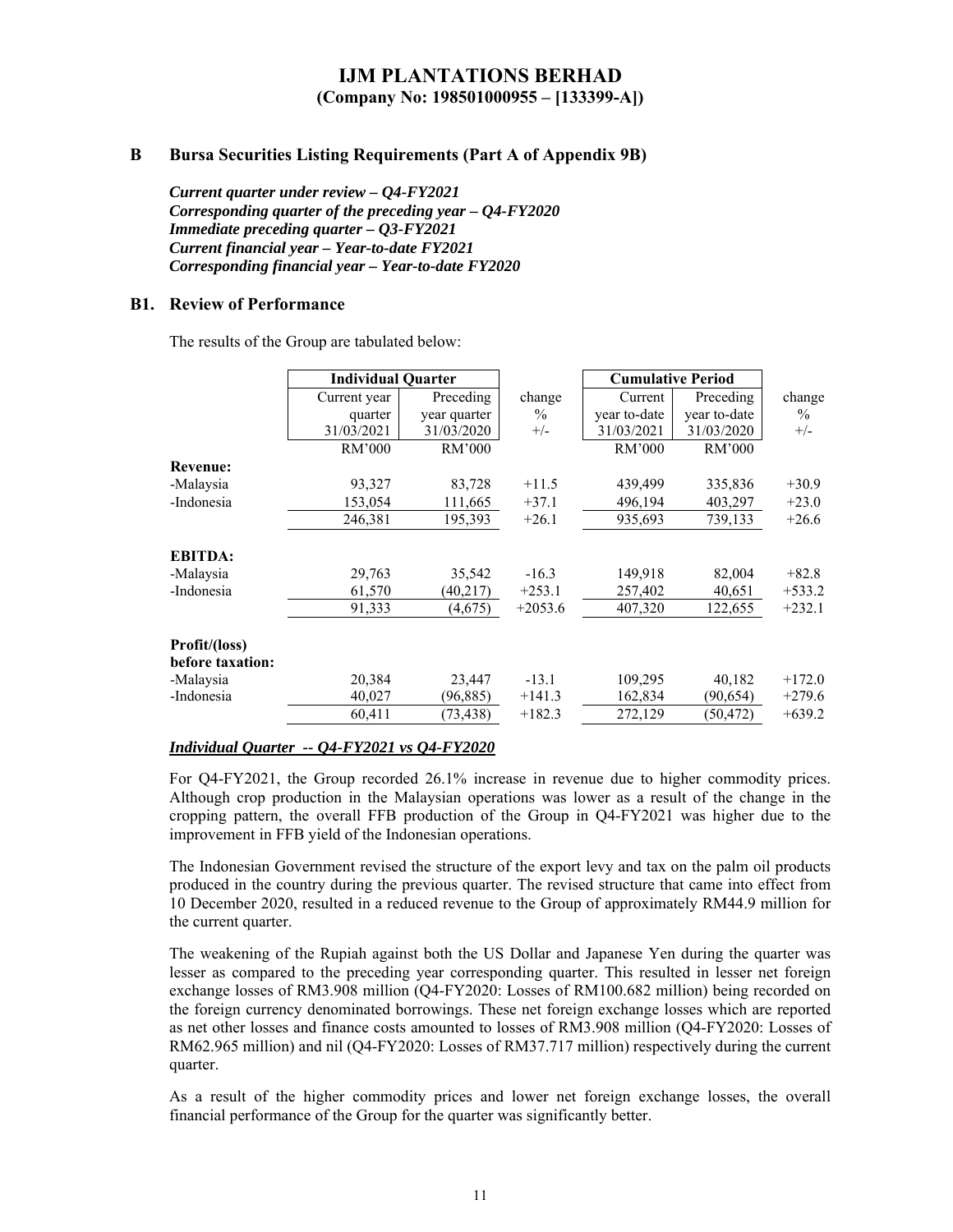# IJM PLANTATIONS BERHAD
## (Company No: 198501000955 – [133399-A])

## B Bursa Securities Listing Requirements (Part A of Appendix 9B)

***Current quarter under review – Q4-FY2021***
***Corresponding quarter of the preceding year – Q4-FY2020***
***Immediate preceding quarter – Q3-FY2021***
***Current financial year – Year-to-date FY2021***
***Corresponding financial year – Year-to-date FY2020***

### B1. Review of Performance

The results of the Group are tabulated below:

| | **Individual Quarter** | | | **Cumulative Period** | | |
|---|---|---|---|---|---|---|
| | Current year quarter 31/03/2021 | Preceding year quarter 31/03/2020 | change % +/- | Current year to-date 31/03/2021 | Preceding year to-date 31/03/2020 | change % +/- |
| | RM'000 | RM'000 | | RM'000 | RM'000 | |
| **Revenue:** | | | | | | |
| -Malaysia | 93,327 | 83,728 | +11.5 | 439,499 | 335,836 | +30.9 |
| -Indonesia | 153,054 | 111,665 | +37.1 | 496,194 | 403,297 | +23.0 |
| | 246,381 | 195,393 | +26.1 | 935,693 | 739,133 | +26.6 |
| **EBITDA:** | | | | | | |
| -Malaysia | 29,763 | 35,542 | -16.3 | 149,918 | 82,004 | +82.8 |
| -Indonesia | 61,570 | (40,217) | +253.1 | 257,402 | 40,651 | +533.2 |
| | 91,333 | (4,675) | +2053.6 | 407,320 | 122,655 | +232.1 |
| **Profit/(loss) before taxation:** | | | | | | |
| -Malaysia | 20,384 | 23,447 | -13.1 | 109,295 | 40,182 | +172.0 |
| -Indonesia | 40,027 | (96,885) | +141.3 | 162,834 | (90,654) | +279.6 |
| | 60,411 | (73,438) | +182.3 | 272,129 | (50,472) | +639.2 |

***Individual Quarter -- Q4-FY2021 vs Q4-FY2020***

For Q4-FY2021, the Group recorded 26.1% increase in revenue due to higher commodity prices. Although crop production in the Malaysian operations was lower as a result of the change in the cropping pattern, the overall FFB production of the Group in Q4-FY2021 was higher due to the improvement in FFB yield of the Indonesian operations.

The Indonesian Government revised the structure of the export levy and tax on the palm oil products produced in the country during the previous quarter. The revised structure that came into effect from 10 December 2020, resulted in a reduced revenue to the Group of approximately RM44.9 million for the current quarter.

The weakening of the Rupiah against both the US Dollar and Japanese Yen during the quarter was lesser as compared to the preceding year corresponding quarter. This resulted in lesser net foreign exchange losses of RM3.908 million (Q4-FY2020: Losses of RM100.682 million) being recorded on the foreign currency denominated borrowings. These net foreign exchange losses which are reported as net other losses and finance costs amounted to losses of RM3.908 million (Q4-FY2020: Losses of RM62.965 million) and nil (Q4-FY2020: Losses of RM37.717 million) respectively during the current quarter.

As a result of the higher commodity prices and lower net foreign exchange losses, the overall financial performance of the Group for the quarter was significantly better.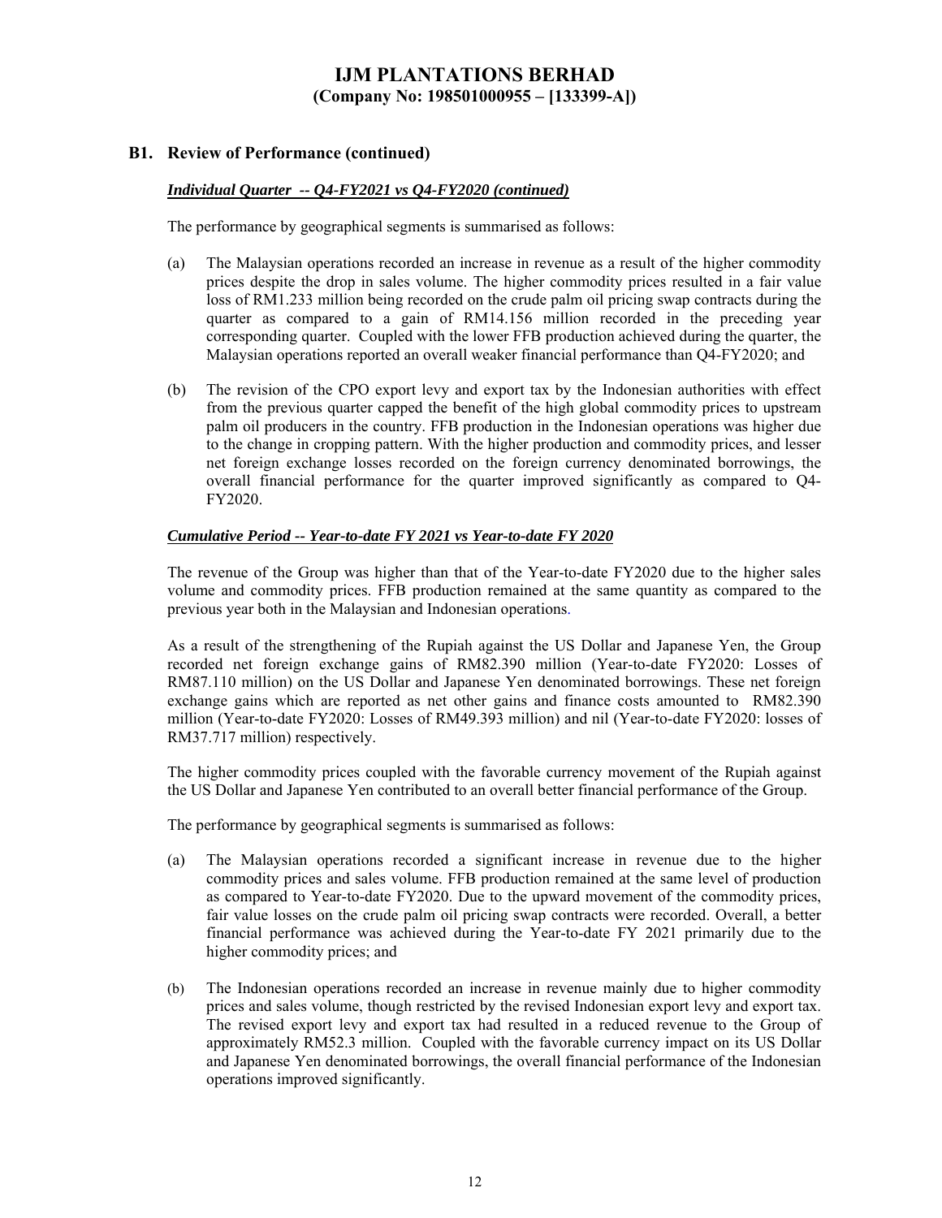# IJM PLANTATIONS BERHAD
**(Company No: 198501000955 – [133399-A])**

## B1. Review of Performance (continued)

***Individual Quarter -- Q4-FY2021 vs Q4-FY2020 (continued)***

The performance by geographical segments is summarised as follows:

(a) The Malaysian operations recorded an increase in revenue as a result of the higher commodity prices despite the drop in sales volume. The higher commodity prices resulted in a fair value loss of RM1.233 million being recorded on the crude palm oil pricing swap contracts during the quarter as compared to a gain of RM14.156 million recorded in the preceding year corresponding quarter. Coupled with the lower FFB production achieved during the quarter, the Malaysian operations reported an overall weaker financial performance than Q4-FY2020; and

(b) The revision of the CPO export levy and export tax by the Indonesian authorities with effect from the previous quarter capped the benefit of the high global commodity prices to upstream palm oil producers in the country. FFB production in the Indonesian operations was higher due to the change in cropping pattern. With the higher production and commodity prices, and lesser net foreign exchange losses recorded on the foreign currency denominated borrowings, the overall financial performance for the quarter improved significantly as compared to Q4-FY2020.

***Cumulative Period -- Year-to-date FY 2021 vs Year-to-date FY 2020***

The revenue of the Group was higher than that of the Year-to-date FY2020 due to the higher sales volume and commodity prices. FFB production remained at the same quantity as compared to the previous year both in the Malaysian and Indonesian operations.

As a result of the strengthening of the Rupiah against the US Dollar and Japanese Yen, the Group recorded net foreign exchange gains of RM82.390 million (Year-to-date FY2020: Losses of RM87.110 million) on the US Dollar and Japanese Yen denominated borrowings. These net foreign exchange gains which are reported as net other gains and finance costs amounted to RM82.390 million (Year-to-date FY2020: Losses of RM49.393 million) and nil (Year-to-date FY2020: losses of RM37.717 million) respectively.

The higher commodity prices coupled with the favorable currency movement of the Rupiah against the US Dollar and Japanese Yen contributed to an overall better financial performance of the Group.

The performance by geographical segments is summarised as follows:

(a) The Malaysian operations recorded a significant increase in revenue due to the higher commodity prices and sales volume. FFB production remained at the same level of production as compared to Year-to-date FY2020. Due to the upward movement of the commodity prices, fair value losses on the crude palm oil pricing swap contracts were recorded. Overall, a better financial performance was achieved during the Year-to-date FY 2021 primarily due to the higher commodity prices; and

(b) The Indonesian operations recorded an increase in revenue mainly due to higher commodity prices and sales volume, though restricted by the revised Indonesian export levy and export tax. The revised export levy and export tax had resulted in a reduced revenue to the Group of approximately RM52.3 million. Coupled with the favorable currency impact on its US Dollar and Japanese Yen denominated borrowings, the overall financial performance of the Indonesian operations improved significantly.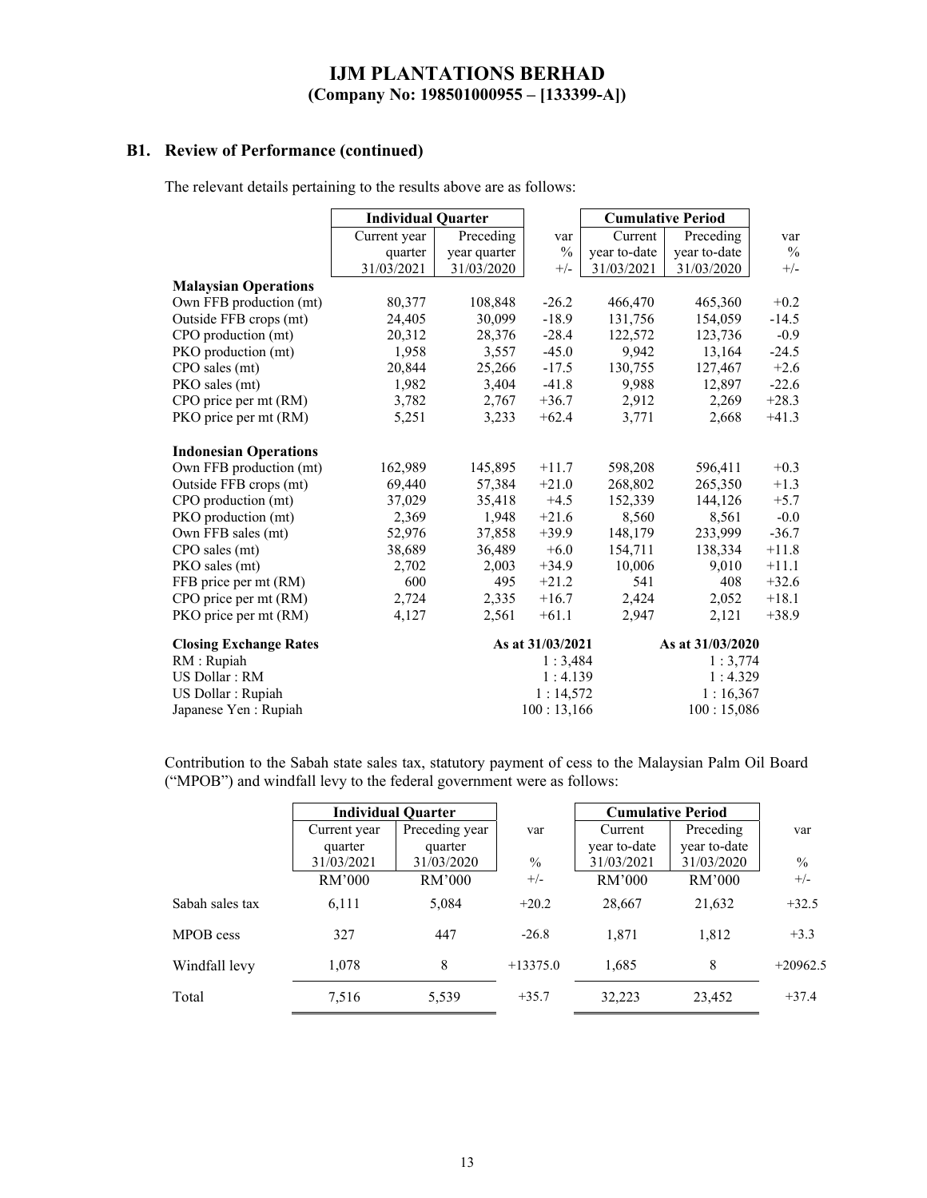# IJM PLANTATIONS BERHAD
**(Company No: 198501000955 – [133399-A])**

## B1. Review of Performance (continued)

The relevant details pertaining to the results above are as follows:

| | Individual Quarter | | | Cumulative Period | | |
|---|---|---|---|---|---|---|
| | Current year quarter 31/03/2021 | Preceding year quarter 31/03/2020 | var % +/- | Current year to-date 31/03/2021 | Preceding year to-date 31/03/2020 | var % +/- |
| **Malaysian Operations** | | | | | | |
| Own FFB production (mt) | 80,377 | 108,848 | -26.2 | 466,470 | 465,360 | +0.2 |
| Outside FFB crops (mt) | 24,405 | 30,099 | -18.9 | 131,756 | 154,059 | -14.5 |
| CPO production (mt) | 20,312 | 28,376 | -28.4 | 122,572 | 123,736 | -0.9 |
| PKO production (mt) | 1,958 | 3,557 | -45.0 | 9,942 | 13,164 | -24.5 |
| CPO sales (mt) | 20,844 | 25,266 | -17.5 | 130,755 | 127,467 | +2.6 |
| PKO sales (mt) | 1,982 | 3,404 | -41.8 | 9,988 | 12,897 | -22.6 |
| CPO price per mt (RM) | 3,782 | 2,767 | +36.7 | 2,912 | 2,269 | +28.3 |
| PKO price per mt (RM) | 5,251 | 3,233 | +62.4 | 3,771 | 2,668 | +41.3 |
| **Indonesian Operations** | | | | | | |
| Own FFB production (mt) | 162,989 | 145,895 | +11.7 | 598,208 | 596,411 | +0.3 |
| Outside FFB crops (mt) | 69,440 | 57,384 | +21.0 | 268,802 | 265,350 | +1.3 |
| CPO production (mt) | 37,029 | 35,418 | +4.5 | 152,339 | 144,126 | +5.7 |
| PKO production (mt) | 2,369 | 1,948 | +21.6 | 8,560 | 8,561 | -0.0 |
| Own FFB sales (mt) | 52,976 | 37,858 | +39.9 | 148,179 | 233,999 | -36.7 |
| CPO sales (mt) | 38,689 | 36,489 | +6.0 | 154,711 | 138,334 | +11.8 |
| PKO sales (mt) | 2,702 | 2,003 | +34.9 | 10,006 | 9,010 | +11.1 |
| FFB price per mt (RM) | 600 | 495 | +21.2 | 541 | 408 | +32.6 |
| CPO price per mt (RM) | 2,724 | 2,335 | +16.7 | 2,424 | 2,052 | +18.1 |
| PKO price per mt (RM) | 4,127 | 2,561 | +61.1 | 2,947 | 2,121 | +38.9 |

| **Closing Exchange Rates** | As at 31/03/2021 | As at 31/03/2020 |
|---|---|---|
| RM : Rupiah | 1 : 3,484 | 1 : 3,774 |
| US Dollar : RM | 1 : 4.139 | 1 : 4.329 |
| US Dollar : Rupiah | 1 : 14,572 | 1 : 16,367 |
| Japanese Yen : Rupiah | 100 : 13,166 | 100 : 15,086 |

Contribution to the Sabah state sales tax, statutory payment of cess to the Malaysian Palm Oil Board ("MPOB") and windfall levy to the federal government were as follows:

| | Individual Quarter | | | Cumulative Period | | |
|---|---|---|---|---|---|---|
| | Current year quarter 31/03/2021 | Preceding year quarter 31/03/2020 | var | Current year to-date 31/03/2021 | Preceding year to-date 31/03/2020 | var |
| | RM'000 | RM'000 | % +/- | RM'000 | RM'000 | % +/- |
| Sabah sales tax | 6,111 | 5,084 | +20.2 | 28,667 | 21,632 | +32.5 |
| MPOB cess | 327 | 447 | -26.8 | 1,871 | 1,812 | +3.3 |
| Windfall levy | 1,078 | 8 | +13375.0 | 1,685 | 8 | +20962.5 |
| Total | 7,516 | 5,539 | +35.7 | 32,223 | 23,452 | +37.4 |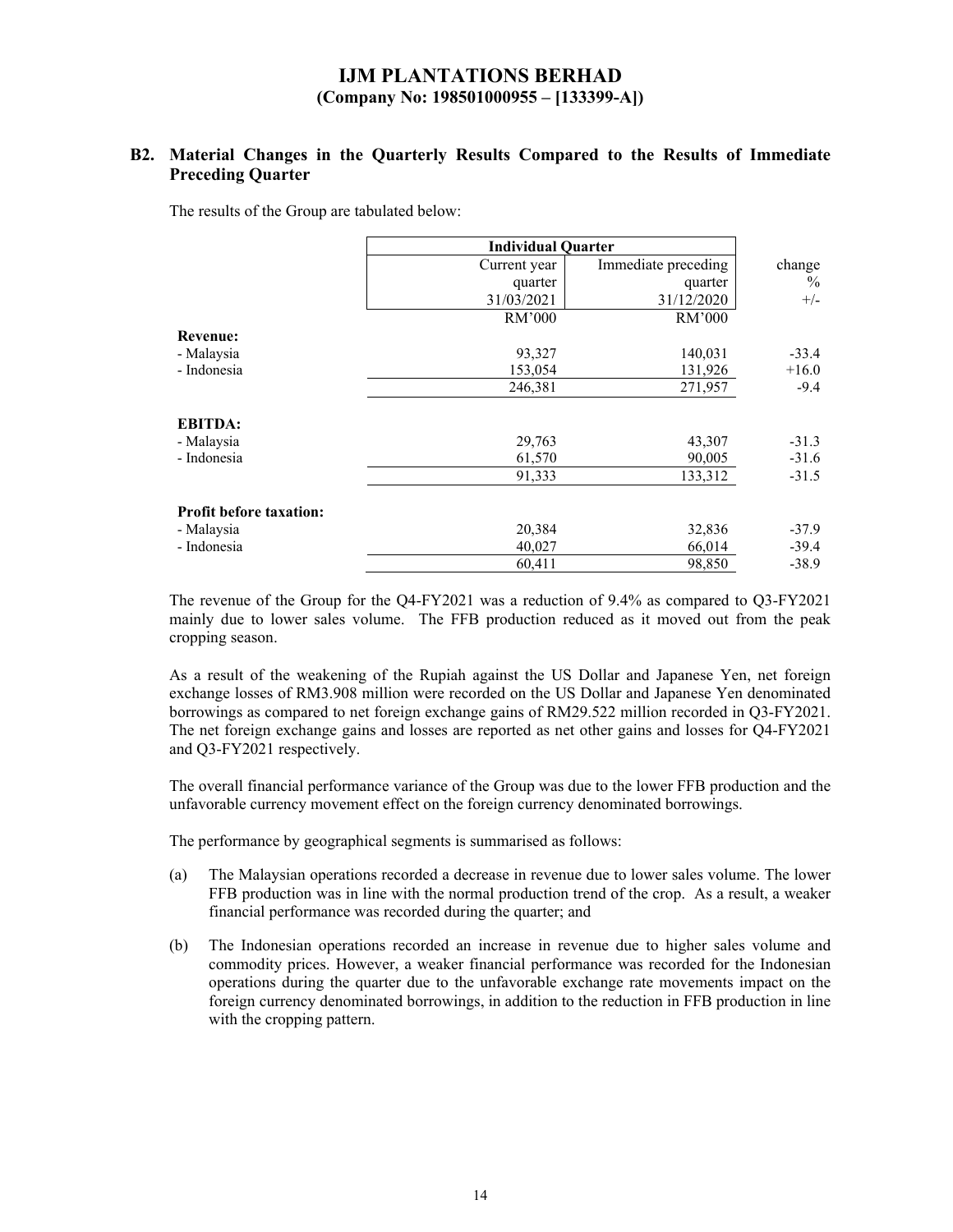## B2. Material Changes in the Quarterly Results Compared to the Results of Immediate Preceding Quarter

The results of the Group are tabulated below:

| | Individual Quarter | | |
|---|---|---|---|
| | Current year quarter 31/03/2021 | Immediate preceding quarter 31/12/2020 | change % +/- |
| | RM'000 | RM'000 | |
| **Revenue:** | | | |
| - Malaysia | 93,327 | 140,031 | -33.4 |
| - Indonesia | 153,054 | 131,926 | +16.0 |
| | 246,381 | 271,957 | -9.4 |
| **EBITDA:** | | | |
| - Malaysia | 29,763 | 43,307 | -31.3 |
| - Indonesia | 61,570 | 90,005 | -31.6 |
| | 91,333 | 133,312 | -31.5 |
| **Profit before taxation:** | | | |
| - Malaysia | 20,384 | 32,836 | -37.9 |
| - Indonesia | 40,027 | 66,014 | -39.4 |
| | 60,411 | 98,850 | -38.9 |

The revenue of the Group for the Q4-FY2021 was a reduction of 9.4% as compared to Q3-FY2021 mainly due to lower sales volume. The FFB production reduced as it moved out from the peak cropping season.

As a result of the weakening of the Rupiah against the US Dollar and Japanese Yen, net foreign exchange losses of RM3.908 million were recorded on the US Dollar and Japanese Yen denominated borrowings as compared to net foreign exchange gains of RM29.522 million recorded in Q3-FY2021. The net foreign exchange gains and losses are reported as net other gains and losses for Q4-FY2021 and Q3-FY2021 respectively.

The overall financial performance variance of the Group was due to the lower FFB production and the unfavorable currency movement effect on the foreign currency denominated borrowings.

The performance by geographical segments is summarised as follows:

(a) The Malaysian operations recorded a decrease in revenue due to lower sales volume. The lower FFB production was in line with the normal production trend of the crop. As a result, a weaker financial performance was recorded during the quarter; and

(b) The Indonesian operations recorded an increase in revenue due to higher sales volume and commodity prices. However, a weaker financial performance was recorded for the Indonesian operations during the quarter due to the unfavorable exchange rate movements impact on the foreign currency denominated borrowings, in addition to the reduction in FFB production in line with the cropping pattern.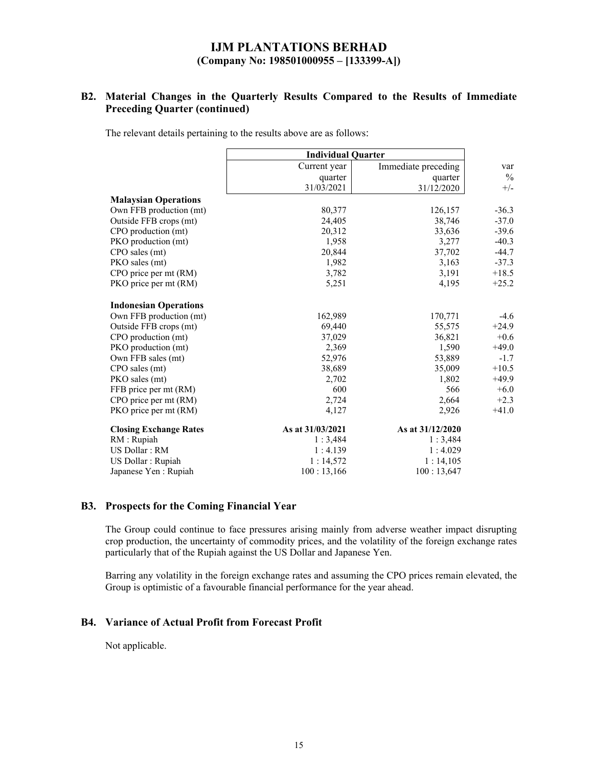# IJM PLANTATIONS BERHAD
**(Company No: 198501000955 – [133399-A])**

## B2. Material Changes in the Quarterly Results Compared to the Results of Immediate Preceding Quarter (continued)

The relevant details pertaining to the results above are as follows:

| | Individual Quarter | | |
|---|---|---|---|
| | Current year quarter 31/03/2021 | Immediate preceding quarter 31/12/2020 | var % +/- |
| **Malaysian Operations** | | | |
| Own FFB production (mt) | 80,377 | 126,157 | -36.3 |
| Outside FFB crops (mt) | 24,405 | 38,746 | -37.0 |
| CPO production (mt) | 20,312 | 33,636 | -39.6 |
| PKO production (mt) | 1,958 | 3,277 | -40.3 |
| CPO sales (mt) | 20,844 | 37,702 | -44.7 |
| PKO sales (mt) | 1,982 | 3,163 | -37.3 |
| CPO price per mt (RM) | 3,782 | 3,191 | +18.5 |
| PKO price per mt (RM) | 5,251 | 4,195 | +25.2 |
| **Indonesian Operations** | | | |
| Own FFB production (mt) | 162,989 | 170,771 | -4.6 |
| Outside FFB crops (mt) | 69,440 | 55,575 | +24.9 |
| CPO production (mt) | 37,029 | 36,821 | +0.6 |
| PKO production (mt) | 2,369 | 1,590 | +49.0 |
| Own FFB sales (mt) | 52,976 | 53,889 | -1.7 |
| CPO sales (mt) | 38,689 | 35,009 | +10.5 |
| PKO sales (mt) | 2,702 | 1,802 | +49.9 |
| FFB price per mt (RM) | 600 | 566 | +6.0 |
| CPO price per mt (RM) | 2,724 | 2,664 | +2.3 |
| PKO price per mt (RM) | 4,127 | 2,926 | +41.0 |
| **Closing Exchange Rates** | **As at 31/03/2021** | **As at 31/12/2020** | |
| RM : Rupiah | 1 : 3,484 | 1 : 3,484 | |
| US Dollar : RM | 1 : 4.139 | 1 : 4.029 | |
| US Dollar : Rupiah | 1 : 14,572 | 1 : 14,105 | |
| Japanese Yen : Rupiah | 100 : 13,166 | 100 : 13,647 | |

## B3. Prospects for the Coming Financial Year

The Group could continue to face pressures arising mainly from adverse weather impact disrupting crop production, the uncertainty of commodity prices, and the volatility of the foreign exchange rates particularly that of the Rupiah against the US Dollar and Japanese Yen.

Barring any volatility in the foreign exchange rates and assuming the CPO prices remain elevated, the Group is optimistic of a favourable financial performance for the year ahead.

## B4. Variance of Actual Profit from Forecast Profit

Not applicable.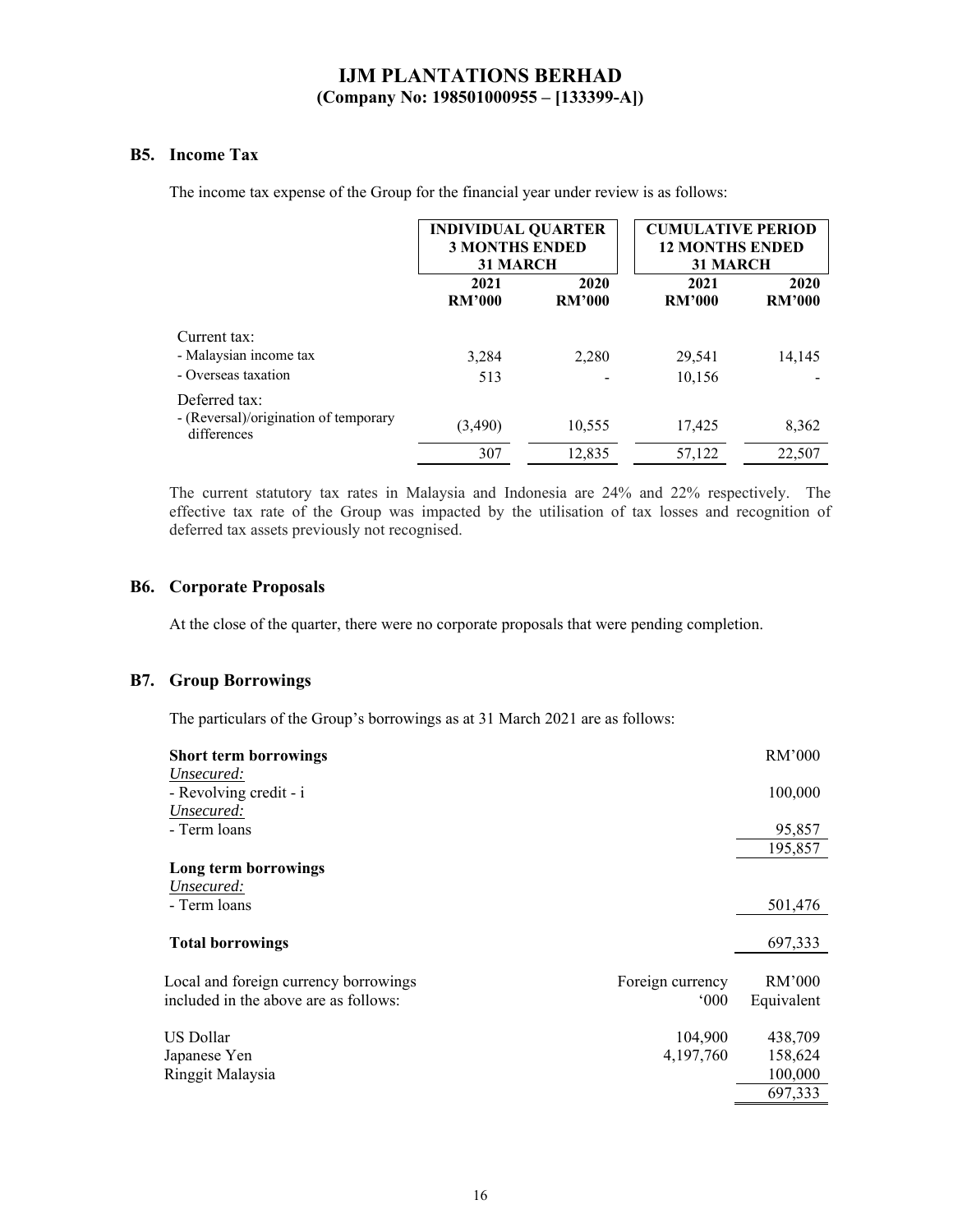**IJM PLANTATIONS BERHAD**
**(Company No: 198501000955 – [133399-A])**

## B5. Income Tax

The income tax expense of the Group for the financial year under review is as follows:

| | INDIVIDUAL QUARTER 3 MONTHS ENDED 31 MARCH | | CUMULATIVE PERIOD 12 MONTHS ENDED 31 MARCH | |
|---|---|---|---|---|
| | 2021 RM'000 | 2020 RM'000 | 2021 RM'000 | 2020 RM'000 |
| Current tax: | | | | |
| - Malaysian income tax | 3,284 | 2,280 | 29,541 | 14,145 |
| - Overseas taxation | 513 | - | 10,156 | - |
| Deferred tax: | | | | |
| - (Reversal)/origination of temporary differences | (3,490) | 10,555 | 17,425 | 8,362 |
| | 307 | 12,835 | 57,122 | 22,507 |

The current statutory tax rates in Malaysia and Indonesia are 24% and 22% respectively. The effective tax rate of the Group was impacted by the utilisation of tax losses and recognition of deferred tax assets previously not recognised.

## B6. Corporate Proposals

At the close of the quarter, there were no corporate proposals that were pending completion.

## B7. Group Borrowings

The particulars of the Group's borrowings as at 31 March 2021 are as follows:

| | RM'000 |
|---|---|
| **Short term borrowings** | |
| *Unsecured:* | |
| - Revolving credit - i | 100,000 |
| *Unsecured:* | |
| - Term loans | 95,857 |
| | 195,857 |
| **Long term borrowings** | |
| *Unsecured:* | |
| - Term loans | 501,476 |
| **Total borrowings** | 697,333 |

| Local and foreign currency borrowings included in the above are as follows: | Foreign currency '000 | RM'000 Equivalent |
|---|---|---|
| US Dollar | 104,900 | 438,709 |
| Japanese Yen | 4,197,760 | 158,624 |
| Ringgit Malaysia | | 100,000 |
| | | 697,333 |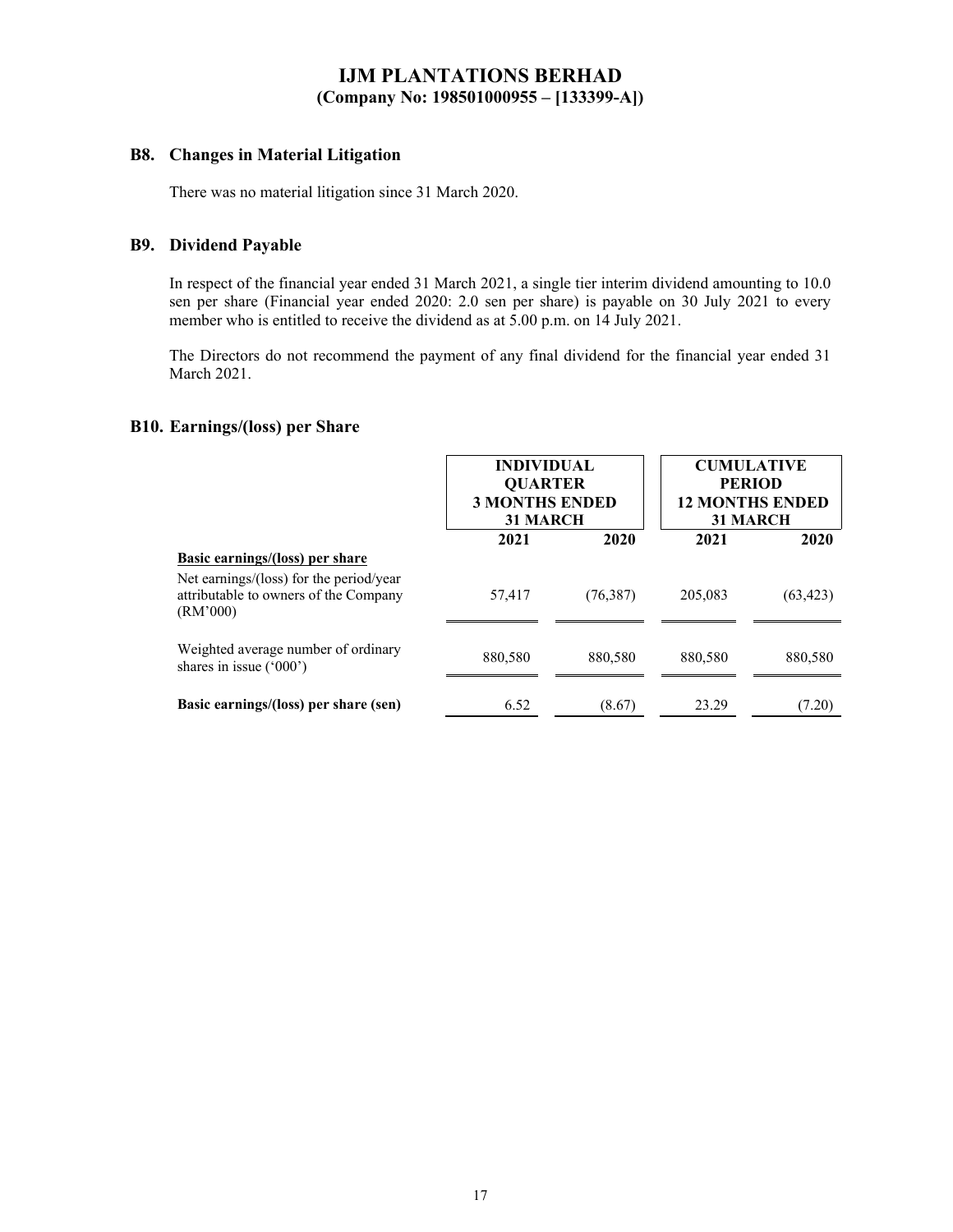# IJM PLANTATIONS BERHAD
**(Company No: 198501000955 – [133399-A])**

## B8. Changes in Material Litigation

There was no material litigation since 31 March 2020.

## B9. Dividend Payable

In respect of the financial year ended 31 March 2021, a single tier interim dividend amounting to 10.0 sen per share (Financial year ended 2020: 2.0 sen per share) is payable on 30 July 2021 to every member who is entitled to receive the dividend as at 5.00 p.m. on 14 July 2021.

The Directors do not recommend the payment of any final dividend for the financial year ended 31 March 2021.

## B10. Earnings/(loss) per Share

| | INDIVIDUAL QUARTER 3 MONTHS ENDED 31 MARCH | | CUMULATIVE PERIOD 12 MONTHS ENDED 31 MARCH | |
|---|---|---|---|---|
| | **2021** | **2020** | **2021** | **2020** |
| **Basic earnings/(loss) per share** | | | | |
| Net earnings/(loss) for the period/year attributable to owners of the Company (RM'000) | 57,417 | (76,387) | 205,083 | (63,423) |
| Weighted average number of ordinary shares in issue ('000') | 880,580 | 880,580 | 880,580 | 880,580 |
| **Basic earnings/(loss) per share (sen)** | 6.52 | (8.67) | 23.29 | (7.20) |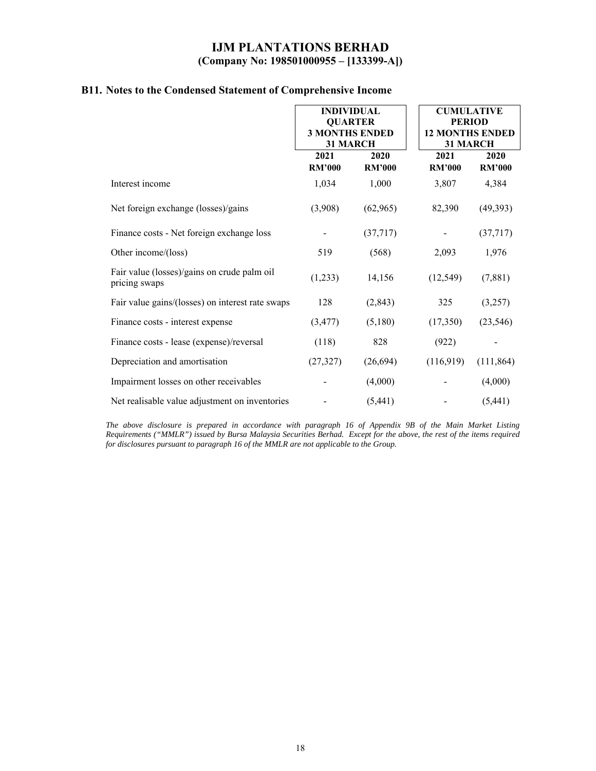# IJM PLANTATIONS BERHAD
**(Company No: 198501000955 – [133399-A])**

## B11. Notes to the Condensed Statement of Comprehensive Income

| | INDIVIDUAL QUARTER 3 MONTHS ENDED 31 MARCH | | CUMULATIVE PERIOD 12 MONTHS ENDED 31 MARCH | |
|---|---|---|---|---|
| | **2021** | **2020** | **2021** | **2020** |
| | **RM'000** | **RM'000** | **RM'000** | **RM'000** |
| Interest income | 1,034 | 1,000 | 3,807 | 4,384 |
| Net foreign exchange (losses)/gains | (3,908) | (62,965) | 82,390 | (49,393) |
| Finance costs - Net foreign exchange loss | - | (37,717) | - | (37,717) |
| Other income/(loss) | 519 | (568) | 2,093 | 1,976 |
| Fair value (losses)/gains on crude palm oil pricing swaps | (1,233) | 14,156 | (12,549) | (7,881) |
| Fair value gains/(losses) on interest rate swaps | 128 | (2,843) | 325 | (3,257) |
| Finance costs - interest expense | (3,477) | (5,180) | (17,350) | (23,546) |
| Finance costs - lease (expense)/reversal | (118) | 828 | (922) | - |
| Depreciation and amortisation | (27,327) | (26,694) | (116,919) | (111,864) |
| Impairment losses on other receivables | - | (4,000) | - | (4,000) |
| Net realisable value adjustment on inventories | - | (5,441) | - | (5,441) |

*The above disclosure is prepared in accordance with paragraph 16 of Appendix 9B of the Main Market Listing Requirements ("MMLR") issued by Bursa Malaysia Securities Berhad. Except for the above, the rest of the items required for disclosures pursuant to paragraph 16 of the MMLR are not applicable to the Group.*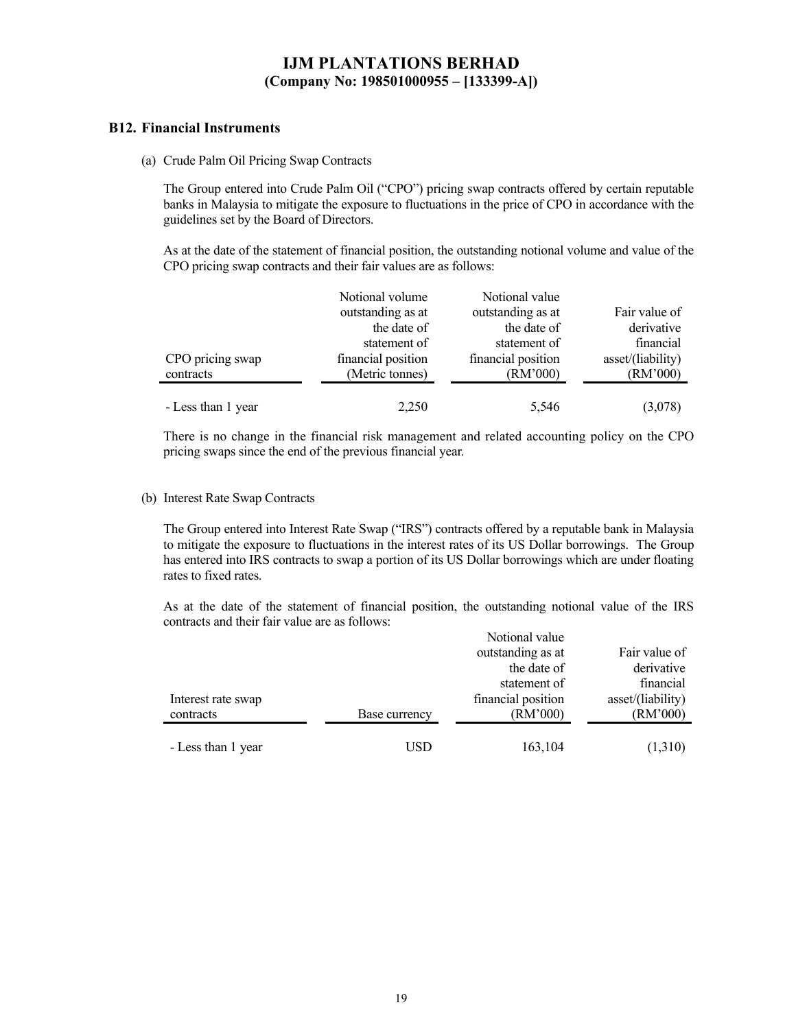### B12. Financial Instruments

(a) Crude Palm Oil Pricing Swap Contracts

The Group entered into Crude Palm Oil ("CPO") pricing swap contracts offered by certain reputable banks in Malaysia to mitigate the exposure to fluctuations in the price of CPO in accordance with the guidelines set by the Board of Directors.

As at the date of the statement of financial position, the outstanding notional volume and value of the CPO pricing swap contracts and their fair values are as follows:

| CPO pricing swap contracts | Notional volume outstanding as at the date of statement of financial position (Metric tonnes) | Notional value outstanding as at the date of statement of financial position (RM'000) | Fair value of derivative financial asset/(liability) (RM'000) |
|---|---|---|---|
| - Less than 1 year | 2,250 | 5,546 | (3,078) |

There is no change in the financial risk management and related accounting policy on the CPO pricing swaps since the end of the previous financial year.

(b) Interest Rate Swap Contracts

The Group entered into Interest Rate Swap ("IRS") contracts offered by a reputable bank in Malaysia to mitigate the exposure to fluctuations in the interest rates of its US Dollar borrowings. The Group has entered into IRS contracts to swap a portion of its US Dollar borrowings which are under floating rates to fixed rates.

As at the date of the statement of financial position, the outstanding notional value of the IRS contracts and their fair value are as follows:

| Interest rate swap contracts | Base currency | Notional value outstanding as at the date of statement of financial position (RM'000) | Fair value of derivative financial asset/(liability) (RM'000) |
|---|---|---|---|
| - Less than 1 year | USD | 163,104 | (1,310) |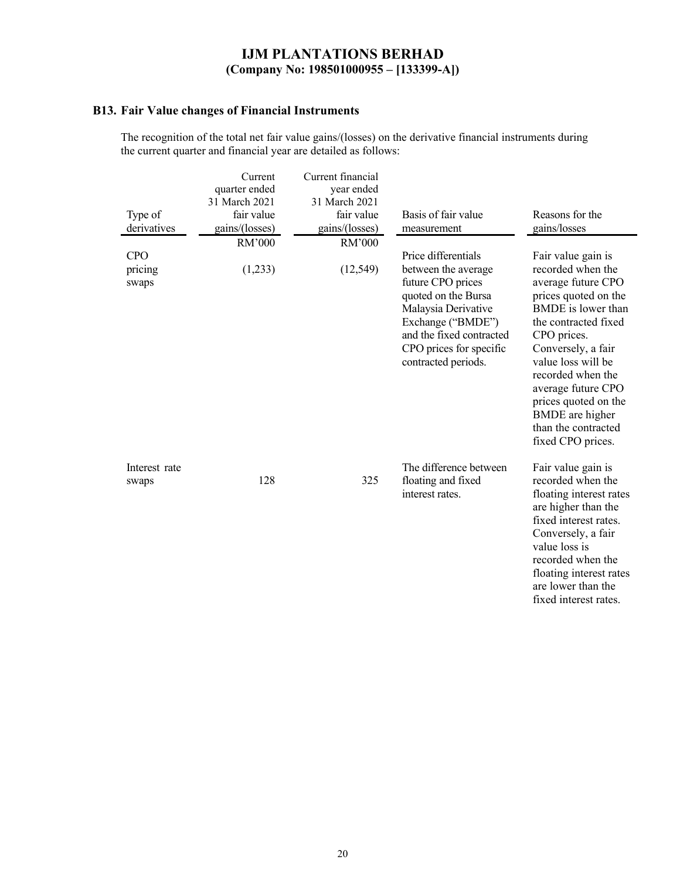# IJM PLANTATIONS BERHAD
**(Company No: 198501000955 – [133399-A])**

## B13. Fair Value changes of Financial Instruments

The recognition of the total net fair value gains/(losses) on the derivative financial instruments during the current quarter and financial year are detailed as follows:

| Type of derivatives | Current quarter ended 31 March 2021 fair value gains/(losses) | Current financial year ended 31 March 2021 fair value gains/(losses) | Basis of fair value measurement | Reasons for the gains/losses |
|---|---|---|---|---|
| | RM'000 | RM'000 | | |
| CPO pricing swaps | (1,233) | (12,549) | Price differentials between the average future CPO prices quoted on the Bursa Malaysia Derivative Exchange ("BMDE") and the fixed contracted CPO prices for specific contracted periods. | Fair value gain is recorded when the average future CPO prices quoted on the BMDE is lower than the contracted fixed CPO prices. Conversely, a fair value loss will be recorded when the average future CPO prices quoted on the BMDE are higher than the contracted fixed CPO prices. |
| Interest rate swaps | 128 | 325 | The difference between floating and fixed interest rates. | Fair value gain is recorded when the floating interest rates are higher than the fixed interest rates. Conversely, a fair value loss is recorded when the floating interest rates are lower than the fixed interest rates. |